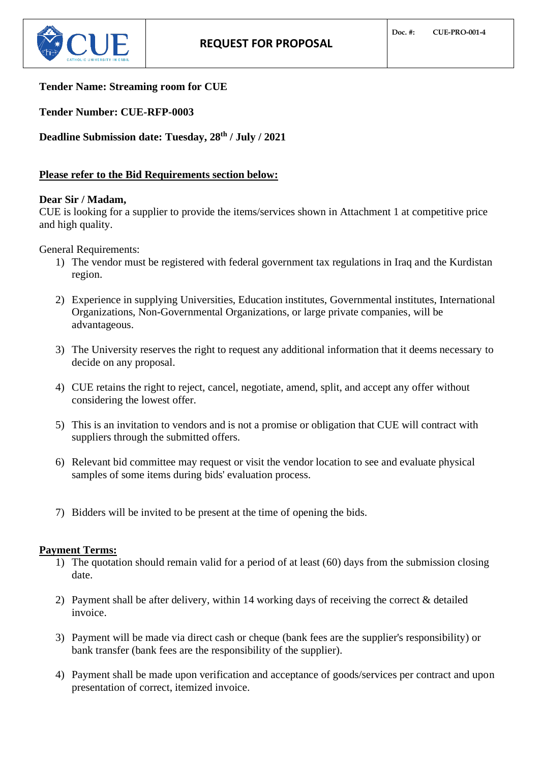# REQUEST FOR PROPOSAL

Doc. #: CUE-PRO-001-4

**Tender Name: Streaming room for CUE**

**Tender Number: CUE-RFP-0003**

**Deadline Submission date: Tuesday, 28th / July / 2021**

**<u>Please refer to the Bid Requirements section below:</u>**

**Dear Sir / Madam,**
CUE is looking for a supplier to provide the items/services shown in Attachment 1 at competitive price and high quality.

General Requirements:

1) The vendor must be registered with federal government tax regulations in Iraq and the Kurdistan region.

2) Experience in supplying Universities, Education institutes, Governmental institutes, International Organizations, Non-Governmental Organizations, or large private companies, will be advantageous.

3) The University reserves the right to request any additional information that it deems necessary to decide on any proposal.

4) CUE retains the right to reject, cancel, negotiate, amend, split, and accept any offer without considering the lowest offer.

5) This is an invitation to vendors and is not a promise or obligation that CUE will contract with suppliers through the submitted offers.

6) Relevant bid committee may request or visit the vendor location to see and evaluate physical samples of some items during bids' evaluation process.

7) Bidders will be invited to be present at the time of opening the bids.

**<u>Payment Terms:</u>**

1) The quotation should remain valid for a period of at least (60) days from the submission closing date.

2) Payment shall be after delivery, within 14 working days of receiving the correct & detailed invoice.

3) Payment will be made via direct cash or cheque (bank fees are the supplier's responsibility) or bank transfer (bank fees are the responsibility of the supplier).

4) Payment shall be made upon verification and acceptance of goods/services per contract and upon presentation of correct, itemized invoice.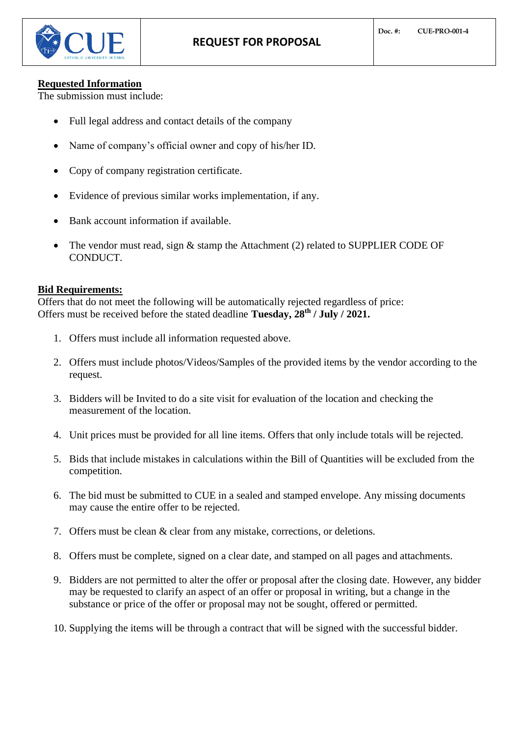**Requested Information**

The submission must include:

- Full legal address and contact details of the company
- Name of company's official owner and copy of his/her ID.
- Copy of company registration certificate.
- Evidence of previous similar works implementation, if any.
- Bank account information if available.
- The vendor must read, sign & stamp the Attachment (2) related to SUPPLIER CODE OF CONDUCT.

**Bid Requirements:**

Offers that do not meet the following will be automatically rejected regardless of price:
Offers must be received before the stated deadline **Tuesday, 28th / July / 2021.**

1. Offers must include all information requested above.
2. Offers must include photos/Videos/Samples of the provided items by the vendor according to the request.
3. Bidders will be Invited to do a site visit for evaluation of the location and checking the measurement of the location.
4. Unit prices must be provided for all line items. Offers that only include totals will be rejected.
5. Bids that include mistakes in calculations within the Bill of Quantities will be excluded from the competition.
6. The bid must be submitted to CUE in a sealed and stamped envelope. Any missing documents may cause the entire offer to be rejected.
7. Offers must be clean & clear from any mistake, corrections, or deletions.
8. Offers must be complete, signed on a clear date, and stamped on all pages and attachments.
9. Bidders are not permitted to alter the offer or proposal after the closing date. However, any bidder may be requested to clarify an aspect of an offer or proposal in writing, but a change in the substance or price of the offer or proposal may not be sought, offered or permitted.
10. Supplying the items will be through a contract that will be signed with the successful bidder.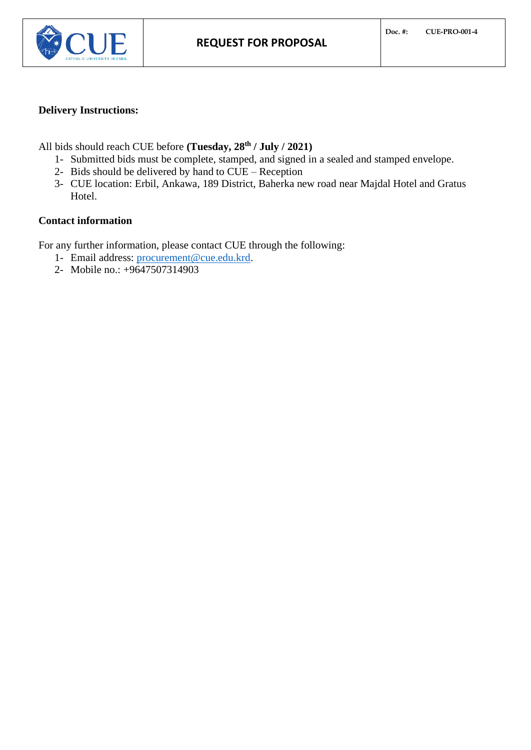**Delivery Instructions:**

All bids should reach CUE before **(Tuesday, 28th / July / 2021)**

1- Submitted bids must be complete, stamped, and signed in a sealed and stamped envelope.
2- Bids should be delivered by hand to CUE – Reception
3- CUE location: Erbil, Ankawa, 189 District, Baherka new road near Majdal Hotel and Gratus Hotel.

**Contact information**

For any further information, please contact CUE through the following:

1- Email address: procurement@cue.edu.krd.
2- Mobile no.: +9647507314903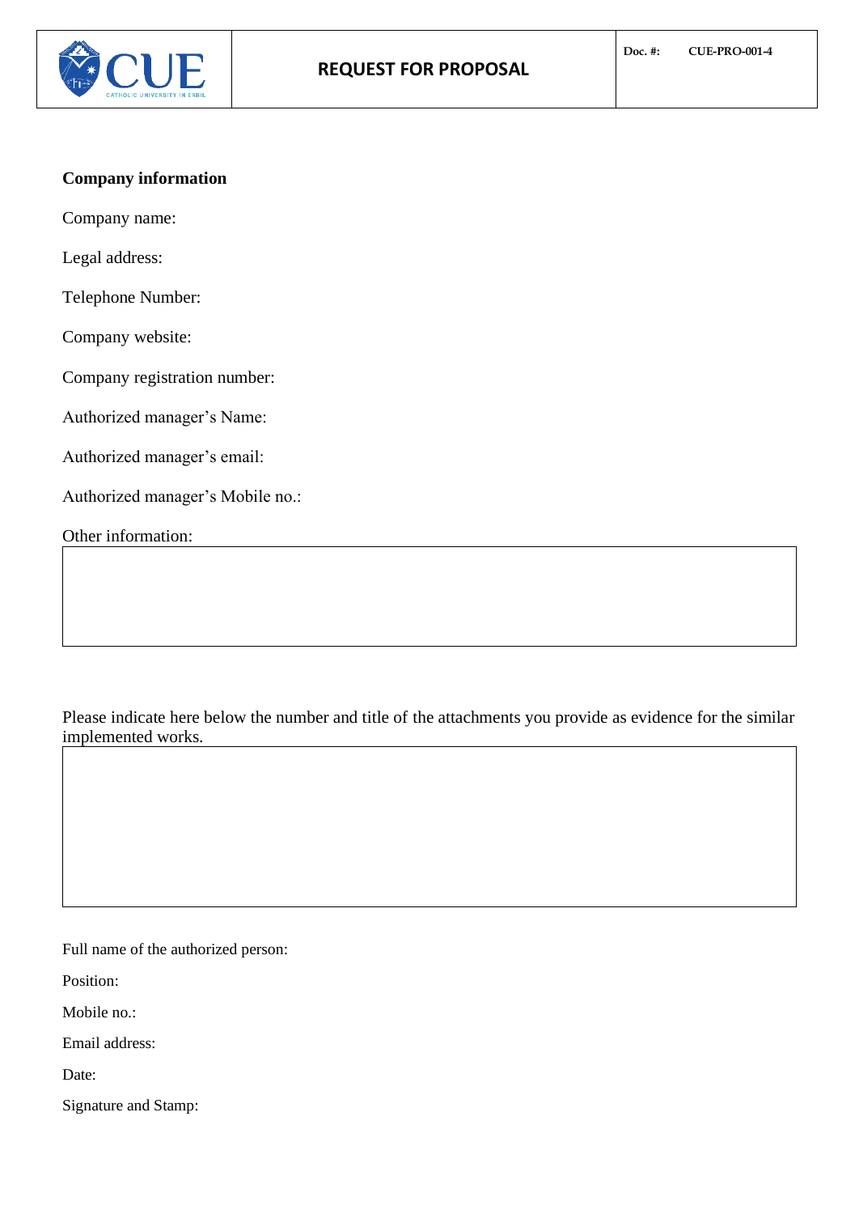**Company information**

Company name:

Legal address:

Telephone Number:

Company website:

Company registration number:

Authorized manager's Name:

Authorized manager's email:

Authorized manager's Mobile no.:

Other information:

| |
|---|
| |

Please indicate here below the number and title of the attachments you provide as evidence for the similar implemented works.

| |
|---|
| |

Full name of the authorized person:

Position:

Mobile no.:

Email address:

Date:

Signature and Stamp: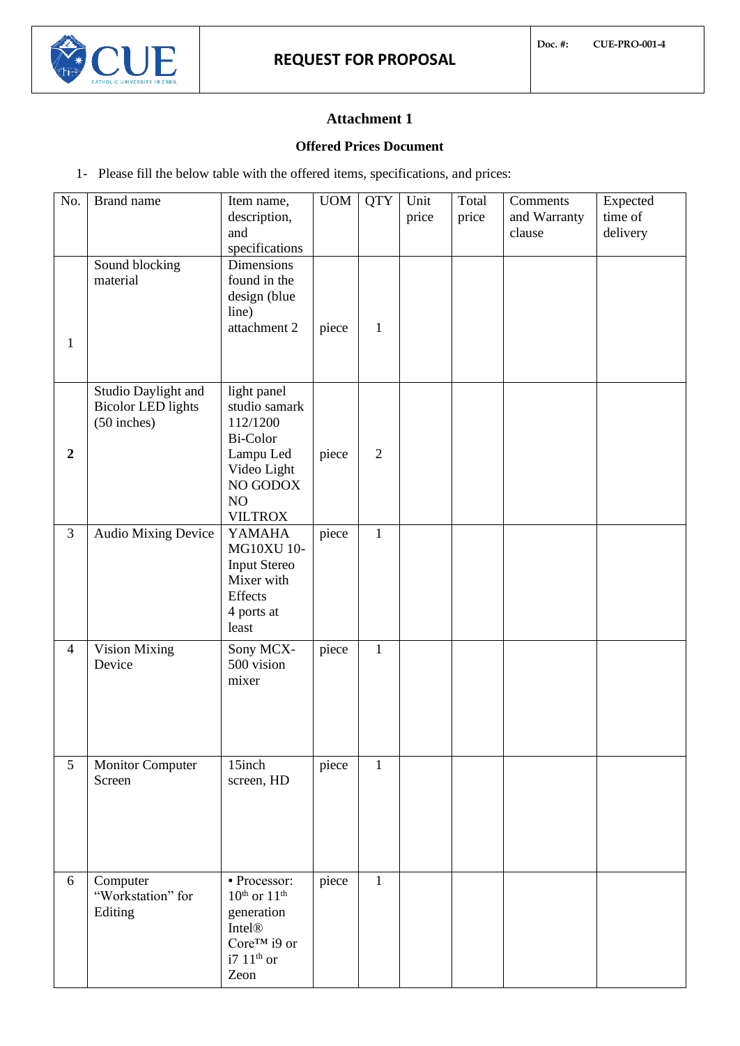| | **REQUEST FOR PROPOSAL** | **Doc. #:** **CUE-PRO-001-4** |
|---|---|---|

### Attachment 1

**Offered Prices Document**

1- Please fill the below table with the offered items, specifications, and prices:

| No. | Brand name | Item name, description, and specifications | UOM | QTY | Unit price | Total price | Comments and Warranty clause | Expected time of delivery |
|---|---|---|---|---|---|---|---|---|
| 1 | Sound blocking material | Dimensions found in the design (blue line) attachment 2 | piece | 1 | | | | |
| **2** | Studio Daylight and Bicolor LED lights (50 inches) | light panel studio samark 112/1200 Bi-Color Lampu Led Video Light NO GODOX NO VILTROX | piece | 2 | | | | |
| 3 | Audio Mixing Device | YAMAHA MG10XU 10-Input Stereo Mixer with Effects 4 ports at least | piece | 1 | | | | |
| 4 | Vision Mixing Device | Sony MCX-500 vision mixer | piece | 1 | | | | |
| 5 | Monitor Computer Screen | 15inch screen, HD | piece | 1 | | | | |
| 6 | Computer "Workstation" for Editing | ▪ Processor: 10th or 11th generation Intel® Core™ i9 or i7 11th or Zeon | piece | 1 | | | | |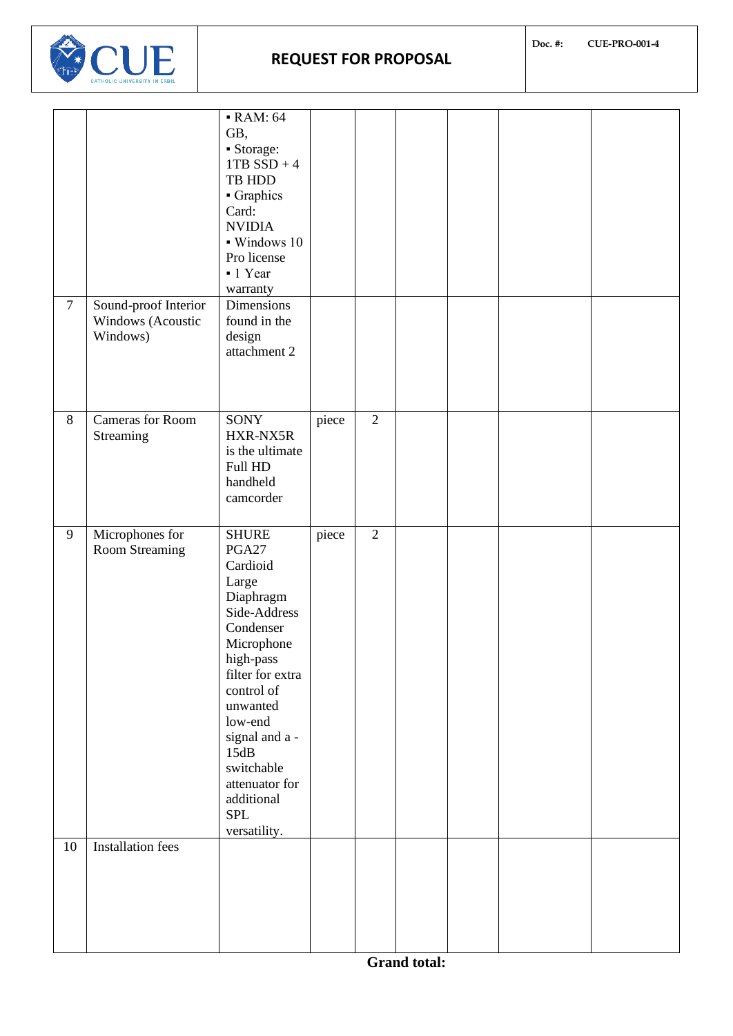| | | ▪ RAM: 64 GB,<br>▪ Storage: 1TB SSD + 4 TB HDD<br>▪ Graphics Card: NVIDIA<br>▪ Windows 10 Pro license<br>▪ 1 Year warranty | | | | | | |
|---|---|---|---|---|---|---|---|---|
| 7 | Sound-proof Interior Windows (Acoustic Windows) | Dimensions found in the design attachment 2 | | | | | | |
| 8 | Cameras for Room Streaming | SONY HXR-NX5R is the ultimate Full HD handheld camcorder | piece | 2 | | | | |
| 9 | Microphones for Room Streaming | SHURE PGA27 Cardioid Large Diaphragm Side-Address Condenser Microphone high-pass filter for extra control of unwanted low-end signal and a -15dB switchable attenuator for additional SPL versatility. | piece | 2 | | | | |
| 10 | Installation fees | | | | | | | |

**Grand total:**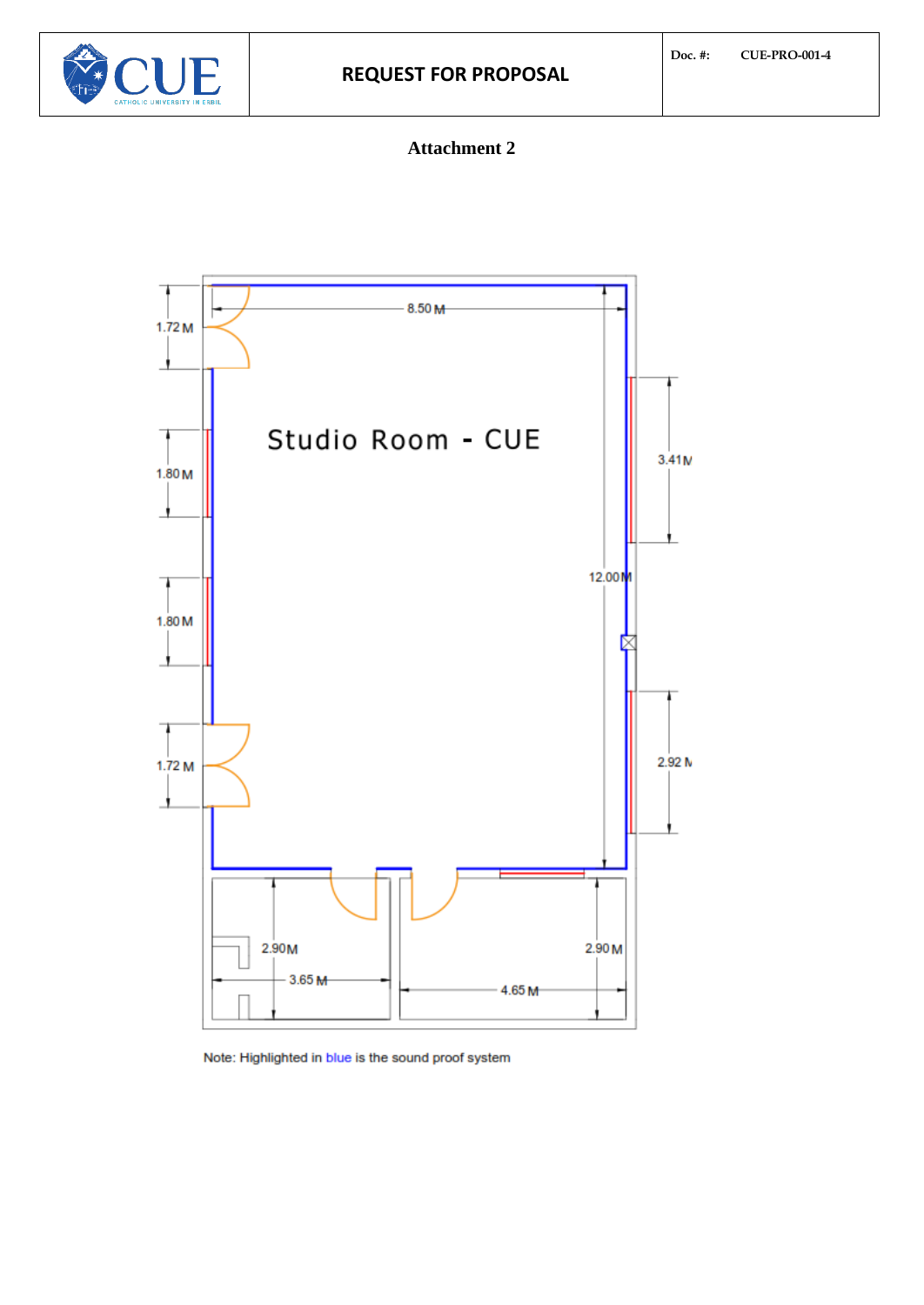## Attachment 2

Studio Room - CUE

8.50 M

1.72 M

1.80 M

1.80 M

1.72 M

3.41 M

12.00 M

2.92 M

2.90 M

3.65 M

2.90 M

4.65 M

Note: Highlighted in blue is the sound proof system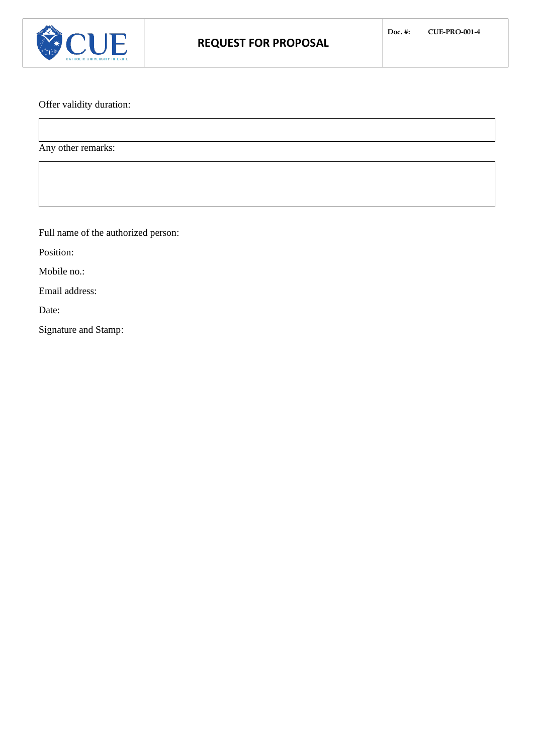Offer validity duration:

| |
|---|
| |

Any other remarks:

| |
|---|
| |

Full name of the authorized person:

Position:

Mobile no.:

Email address:

Date:

Signature and Stamp: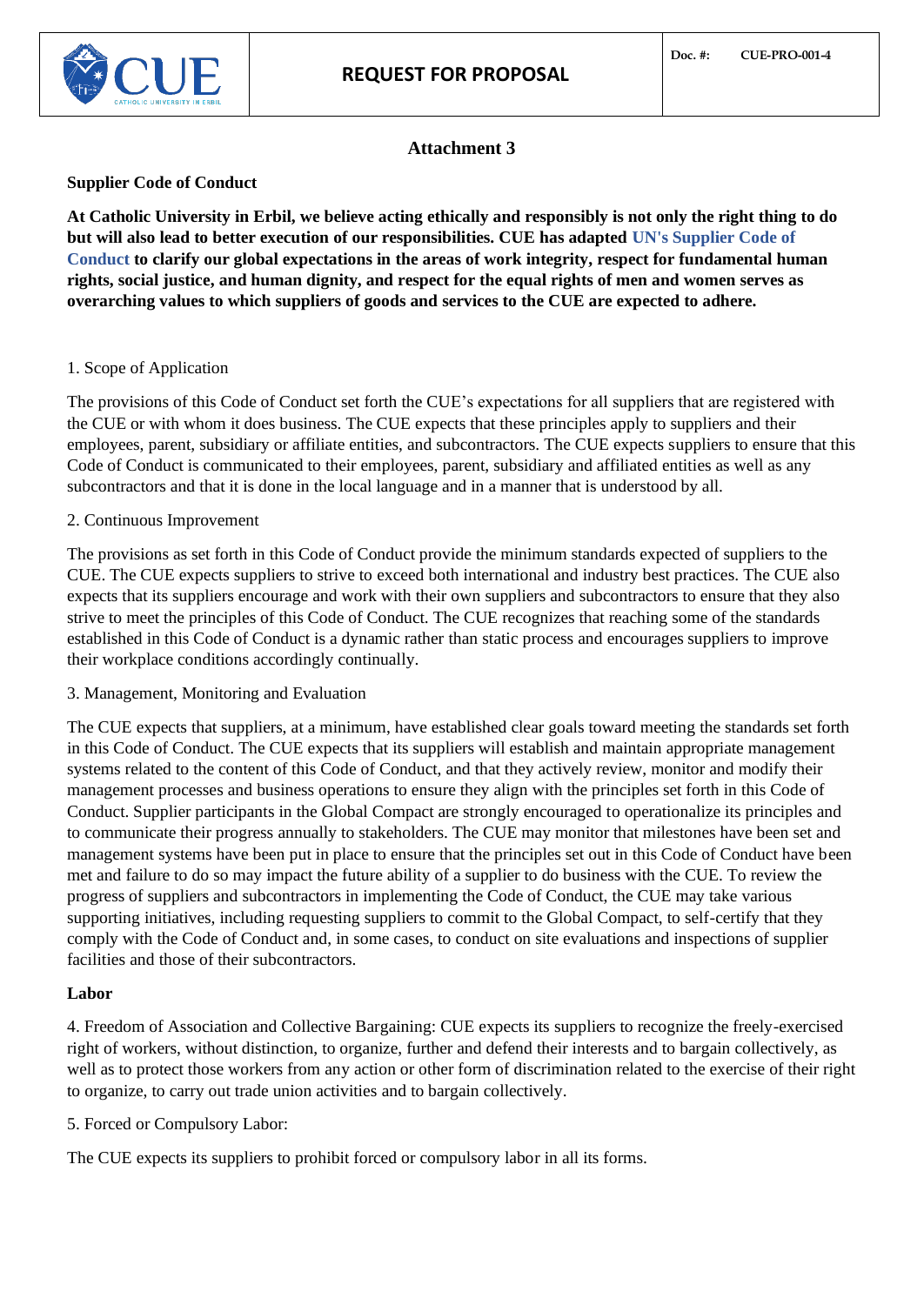## Attachment 3

**Supplier Code of Conduct**

**At Catholic University in Erbil, we believe acting ethically and responsibly is not only the right thing to do but will also lead to better execution of our responsibilities. CUE has adapted UN's Supplier Code of Conduct to clarify our global expectations in the areas of work integrity, respect for fundamental human rights, social justice, and human dignity, and respect for the equal rights of men and women serves as overarching values to which suppliers of goods and services to the CUE are expected to adhere.**

1. Scope of Application

The provisions of this Code of Conduct set forth the CUE's expectations for all suppliers that are registered with the CUE or with whom it does business. The CUE expects that these principles apply to suppliers and their employees, parent, subsidiary or affiliate entities, and subcontractors. The CUE expects suppliers to ensure that this Code of Conduct is communicated to their employees, parent, subsidiary and affiliated entities as well as any subcontractors and that it is done in the local language and in a manner that is understood by all.

2. Continuous Improvement

The provisions as set forth in this Code of Conduct provide the minimum standards expected of suppliers to the CUE. The CUE expects suppliers to strive to exceed both international and industry best practices. The CUE also expects that its suppliers encourage and work with their own suppliers and subcontractors to ensure that they also strive to meet the principles of this Code of Conduct. The CUE recognizes that reaching some of the standards established in this Code of Conduct is a dynamic rather than static process and encourages suppliers to improve their workplace conditions accordingly continually.

3. Management, Monitoring and Evaluation

The CUE expects that suppliers, at a minimum, have established clear goals toward meeting the standards set forth in this Code of Conduct. The CUE expects that its suppliers will establish and maintain appropriate management systems related to the content of this Code of Conduct, and that they actively review, monitor and modify their management processes and business operations to ensure they align with the principles set forth in this Code of Conduct. Supplier participants in the Global Compact are strongly encouraged to operationalize its principles and to communicate their progress annually to stakeholders. The CUE may monitor that milestones have been set and management systems have been put in place to ensure that the principles set out in this Code of Conduct have been met and failure to do so may impact the future ability of a supplier to do business with the CUE. To review the progress of suppliers and subcontractors in implementing the Code of Conduct, the CUE may take various supporting initiatives, including requesting suppliers to commit to the Global Compact, to self-certify that they comply with the Code of Conduct and, in some cases, to conduct on site evaluations and inspections of supplier facilities and those of their subcontractors.

**Labor**

4. Freedom of Association and Collective Bargaining: CUE expects its suppliers to recognize the freely-exercised right of workers, without distinction, to organize, further and defend their interests and to bargain collectively, as well as to protect those workers from any action or other form of discrimination related to the exercise of their right to organize, to carry out trade union activities and to bargain collectively.

5. Forced or Compulsory Labor:

The CUE expects its suppliers to prohibit forced or compulsory labor in all its forms.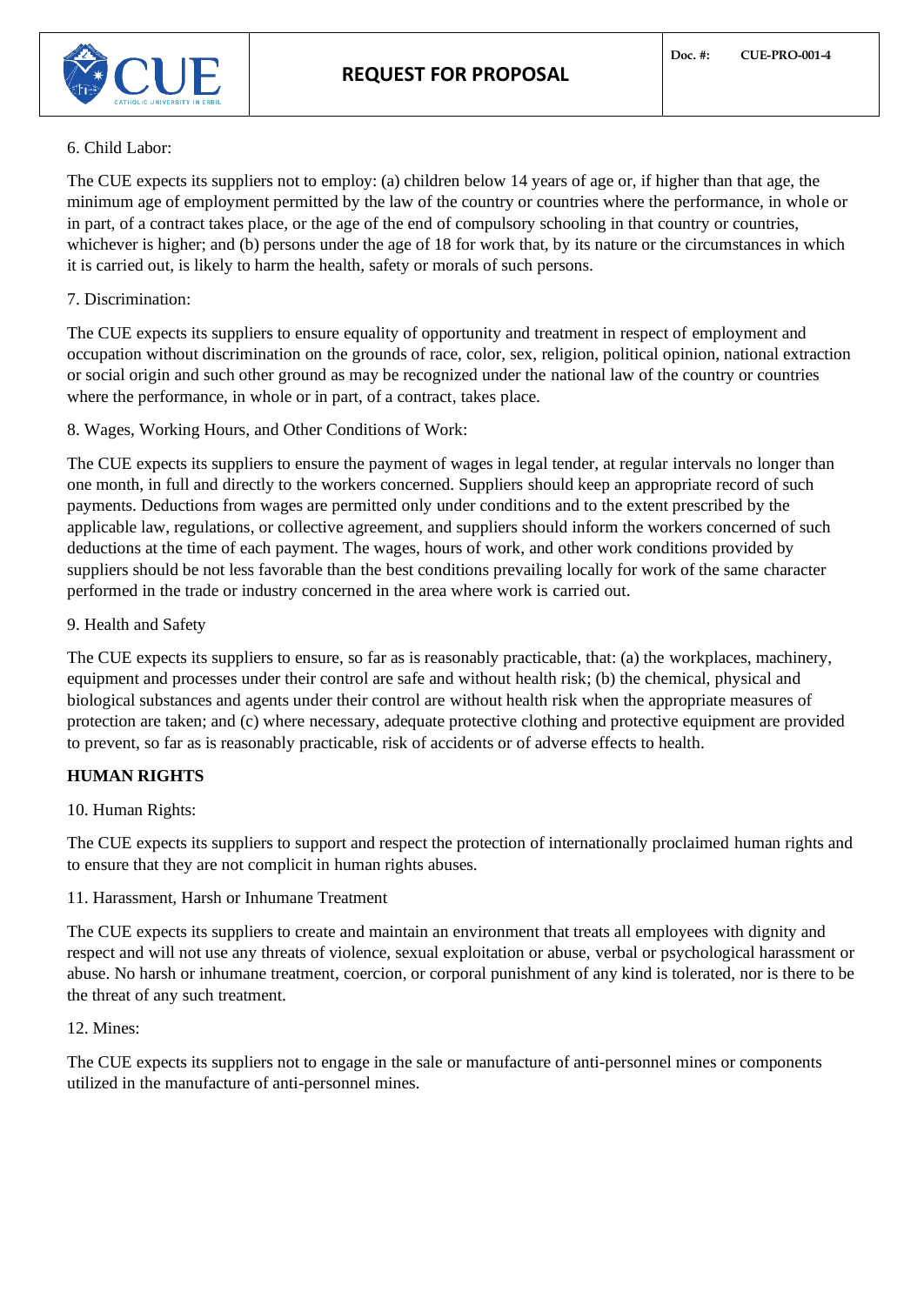6. Child Labor:

The CUE expects its suppliers not to employ: (a) children below 14 years of age or, if higher than that age, the minimum age of employment permitted by the law of the country or countries where the performance, in whole or in part, of a contract takes place, or the age of the end of compulsory schooling in that country or countries, whichever is higher; and (b) persons under the age of 18 for work that, by its nature or the circumstances in which it is carried out, is likely to harm the health, safety or morals of such persons.

7. Discrimination:

The CUE expects its suppliers to ensure equality of opportunity and treatment in respect of employment and occupation without discrimination on the grounds of race, color, sex, religion, political opinion, national extraction or social origin and such other ground as may be recognized under the national law of the country or countries where the performance, in whole or in part, of a contract, takes place.

8. Wages, Working Hours, and Other Conditions of Work:

The CUE expects its suppliers to ensure the payment of wages in legal tender, at regular intervals no longer than one month, in full and directly to the workers concerned. Suppliers should keep an appropriate record of such payments. Deductions from wages are permitted only under conditions and to the extent prescribed by the applicable law, regulations, or collective agreement, and suppliers should inform the workers concerned of such deductions at the time of each payment. The wages, hours of work, and other work conditions provided by suppliers should be not less favorable than the best conditions prevailing locally for work of the same character performed in the trade or industry concerned in the area where work is carried out.

9. Health and Safety

The CUE expects its suppliers to ensure, so far as is reasonably practicable, that: (a) the workplaces, machinery, equipment and processes under their control are safe and without health risk; (b) the chemical, physical and biological substances and agents under their control are without health risk when the appropriate measures of protection are taken; and (c) where necessary, adequate protective clothing and protective equipment are provided to prevent, so far as is reasonably practicable, risk of accidents or of adverse effects to health.

**HUMAN RIGHTS**

10. Human Rights:

The CUE expects its suppliers to support and respect the protection of internationally proclaimed human rights and to ensure that they are not complicit in human rights abuses.

11. Harassment, Harsh or Inhumane Treatment

The CUE expects its suppliers to create and maintain an environment that treats all employees with dignity and respect and will not use any threats of violence, sexual exploitation or abuse, verbal or psychological harassment or abuse. No harsh or inhumane treatment, coercion, or corporal punishment of any kind is tolerated, nor is there to be the threat of any such treatment.

12. Mines:

The CUE expects its suppliers not to engage in the sale or manufacture of anti-personnel mines or components utilized in the manufacture of anti-personnel mines.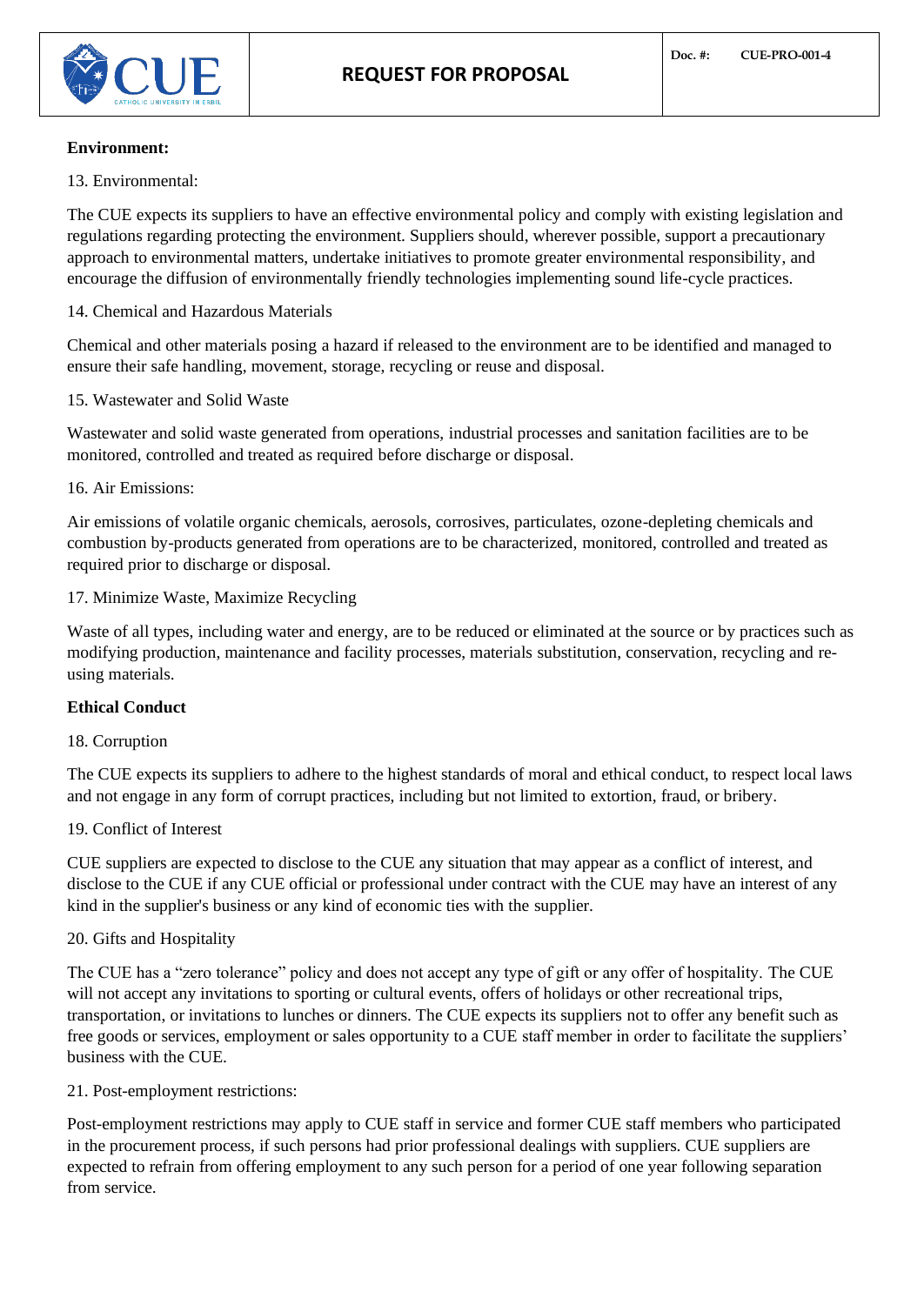**Environment:**

13. Environmental:

The CUE expects its suppliers to have an effective environmental policy and comply with existing legislation and regulations regarding protecting the environment. Suppliers should, wherever possible, support a precautionary approach to environmental matters, undertake initiatives to promote greater environmental responsibility, and encourage the diffusion of environmentally friendly technologies implementing sound life-cycle practices.

14. Chemical and Hazardous Materials

Chemical and other materials posing a hazard if released to the environment are to be identified and managed to ensure their safe handling, movement, storage, recycling or reuse and disposal.

15. Wastewater and Solid Waste

Wastewater and solid waste generated from operations, industrial processes and sanitation facilities are to be monitored, controlled and treated as required before discharge or disposal.

16. Air Emissions:

Air emissions of volatile organic chemicals, aerosols, corrosives, particulates, ozone-depleting chemicals and combustion by-products generated from operations are to be characterized, monitored, controlled and treated as required prior to discharge or disposal.

17. Minimize Waste, Maximize Recycling

Waste of all types, including water and energy, are to be reduced or eliminated at the source or by practices such as modifying production, maintenance and facility processes, materials substitution, conservation, recycling and re-using materials.

**Ethical Conduct**

18. Corruption

The CUE expects its suppliers to adhere to the highest standards of moral and ethical conduct, to respect local laws and not engage in any form of corrupt practices, including but not limited to extortion, fraud, or bribery.

19. Conflict of Interest

CUE suppliers are expected to disclose to the CUE any situation that may appear as a conflict of interest, and disclose to the CUE if any CUE official or professional under contract with the CUE may have an interest of any kind in the supplier's business or any kind of economic ties with the supplier.

20. Gifts and Hospitality

The CUE has a "zero tolerance" policy and does not accept any type of gift or any offer of hospitality. The CUE will not accept any invitations to sporting or cultural events, offers of holidays or other recreational trips, transportation, or invitations to lunches or dinners. The CUE expects its suppliers not to offer any benefit such as free goods or services, employment or sales opportunity to a CUE staff member in order to facilitate the suppliers' business with the CUE.

21. Post-employment restrictions:

Post-employment restrictions may apply to CUE staff in service and former CUE staff members who participated in the procurement process, if such persons had prior professional dealings with suppliers. CUE suppliers are expected to refrain from offering employment to any such person for a period of one year following separation from service.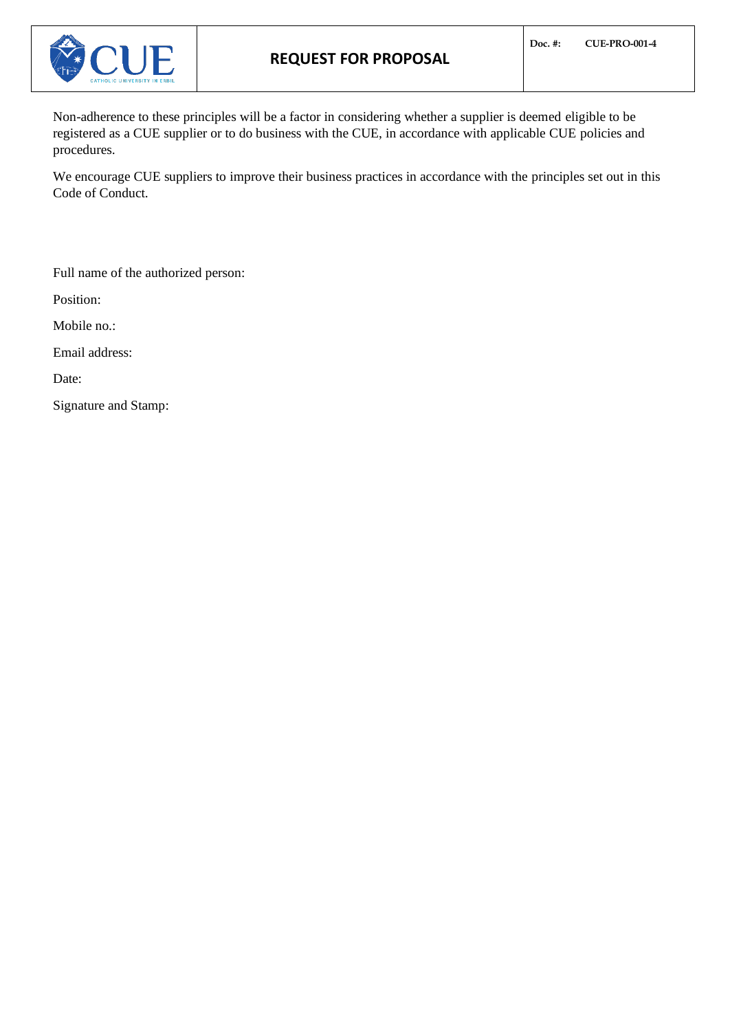Non-adherence to these principles will be a factor in considering whether a supplier is deemed eligible to be registered as a CUE supplier or to do business with the CUE, in accordance with applicable CUE policies and procedures.

We encourage CUE suppliers to improve their business practices in accordance with the principles set out in this Code of Conduct.

Full name of the authorized person:

Position:

Mobile no.:

Email address:

Date:

Signature and Stamp: